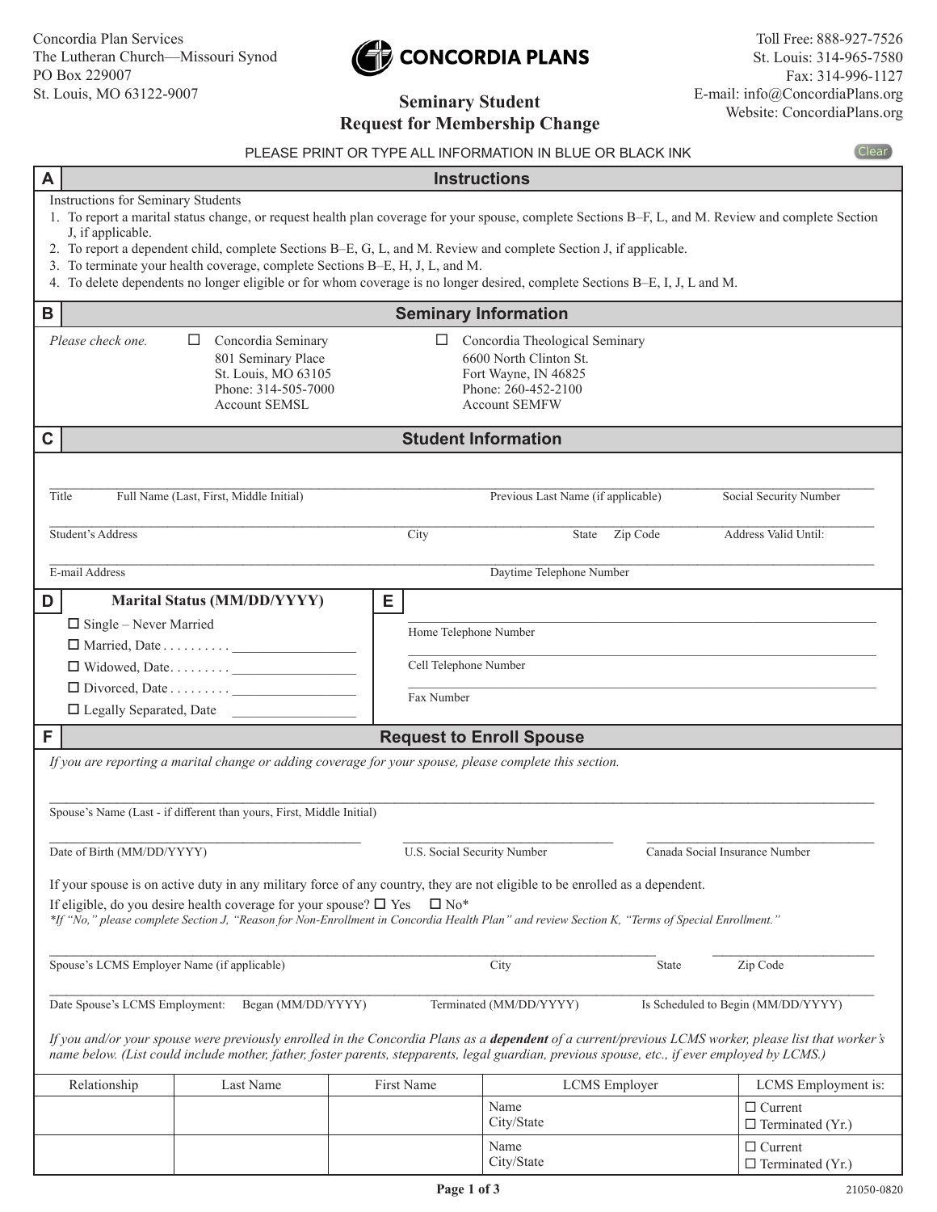Concordia Plan Services
The Lutheran Church—Missouri Synod
PO Box 229007
St. Louis, MO 63122-9007

**CONCORDIA PLANS**

Toll Free: 888-927-7526
St. Louis: 314-965-7580
Fax: 314-996-1127
E-mail: info@ConcordiaPlans.org
Website: ConcordiaPlans.org

# Seminary Student Request for Membership Change

PLEASE PRINT OR TYPE ALL INFORMATION IN BLUE OR BLACK INK

Clear

## A Instructions

Instructions for Seminary Students

1. To report a marital status change, or request health plan coverage for your spouse, complete Sections B–F, L, and M. Review and complete Section J, if applicable.
2. To report a dependent child, complete Sections B–E, G, L, and M. Review and complete Section J, if applicable.
3. To terminate your health coverage, complete Sections B–E, H, J, L, and M.
4. To delete dependents no longer eligible or for whom coverage is no longer desired, complete Sections B–E, I, J, L and M.

## B Seminary Information

*Please check one.*

☐ Concordia Seminary
801 Seminary Place
St. Louis, MO 63105
Phone: 314-505-7000
Account SEMSL

☐ Concordia Theological Seminary
6600 North Clinton St.
Fort Wayne, IN 46825
Phone: 260-452-2100
Account SEMFW

## C Student Information

Title ____ Full Name (Last, First, Middle Initial) ____ Previous Last Name (if applicable) ____ Social Security Number ____

Student's Address ____ City ____ State ____ Zip Code ____ Address Valid Until: ____

E-mail Address ____ Daytime Telephone Number ____

## D Marital Status (MM/DD/YYYY)

☐ Single – Never Married
☐ Married, Date . . . . . . . . . . ____________
☐ Widowed, Date. . . . . . . . . ____________
☐ Divorced, Date . . . . . . . . . ____________
☐ Legally Separated, Date ____________

## E

Home Telephone Number ____

Cell Telephone Number ____

Fax Number ____

## F Request to Enroll Spouse

*If you are reporting a marital change or adding coverage for your spouse, please complete this section.*

Spouse's Name (Last - if different than yours, First, Middle Initial) ____

Date of Birth (MM/DD/YYYY) ____ U.S. Social Security Number ____ Canada Social Insurance Number ____

If your spouse is on active duty in any military force of any country, they are not eligible to be enrolled as a dependent.

If eligible, do you desire health coverage for your spouse? ☐ Yes ☐ No*

**If "No," please complete Section J, "Reason for Non-Enrollment in Concordia Health Plan" and review Section K, "Terms of Special Enrollment."*

Spouse's LCMS Employer Name (if applicable) ____ City ____ State ____ Zip Code ____

Date Spouse's LCMS Employment: Began (MM/DD/YYYY) ____ Terminated (MM/DD/YYYY) ____ Is Scheduled to Begin (MM/DD/YYYY) ____

*If you and/or your spouse were previously enrolled in the Concordia Plans as a* ***dependent*** *of a current/previous LCMS worker, please list that worker's name below. (List could include mother, father, foster parents, stepparents, legal guardian, previous spouse, etc., if ever employed by LCMS.)*

| Relationship | Last Name | First Name | LCMS Employer | LCMS Employment is: |
|---|---|---|---|---|
| | | | Name<br>City/State | ☐ Current<br>☐ Terminated (Yr.) |
| | | | Name<br>City/State | ☐ Current<br>☐ Terminated (Yr.) |

21050-0820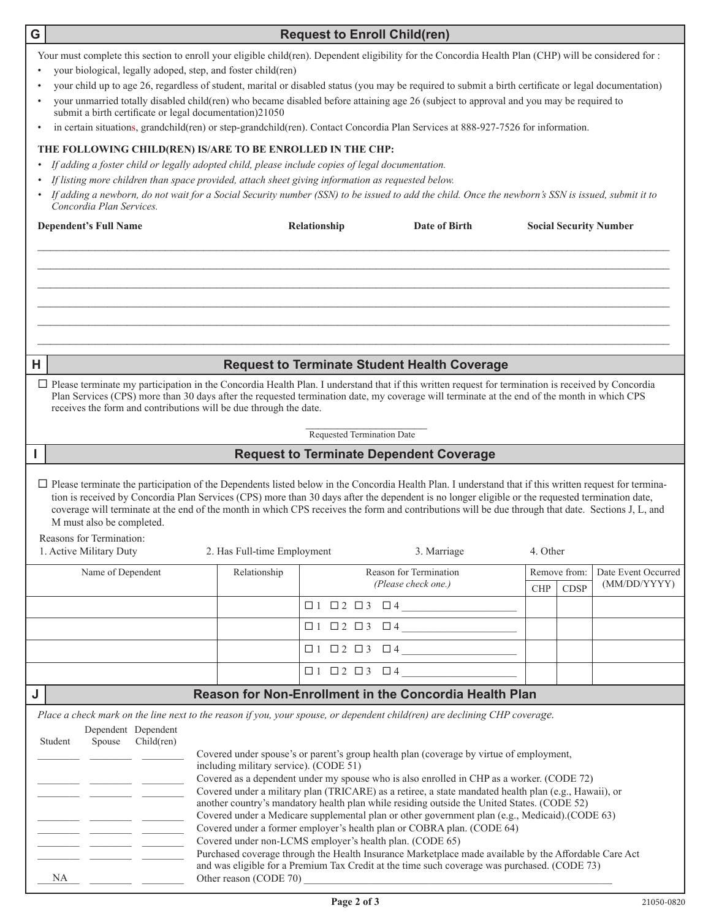## G Request to Enroll Child(ren)

Your must complete this section to enroll your eligible child(ren). Dependent eligibility for the Concordia Health Plan (CHP) will be considered for :

- your biological, legally adoped, step, and foster child(ren)
- your child up to age 26, regardless of student, marital or disabled status (you may be required to submit a birth certificate or legal documentation)
- your unmarried totally disabled child(ren) who became disabled before attaining age 26 (subject to approval and you may be required to submit a birth certificate or legal documentation)21050
- in certain situations, grandchild(ren) or step-grandchild(ren). Contact Concordia Plan Services at 888-927-7526 for information.

**THE FOLLOWING CHILD(REN) IS/ARE TO BE ENROLLED IN THE CHP:**

- *If adding a foster child or legally adopted child, please include copies of legal documentation.*
- *If listing more children than space provided, attach sheet giving information as requested below.*
- *If adding a newborn, do not wait for a Social Security number (SSN) to be issued to add the child. Once the newborn's SSN is issued, submit it to Concordia Plan Services.*

| Dependent's Full Name | Relationship | Date of Birth | Social Security Number |
|---|---|---|---|
| | | | |
| | | | |
| | | | |
| | | | |
| | | | |
| | | | |

## H Request to Terminate Student Health Coverage

☐ Please terminate my participation in the Concordia Health Plan. I understand that if this written request for termination is received by Concordia Plan Services (CPS) more than 30 days after the requested termination date, my coverage will terminate at the end of the month in which CPS receives the form and contributions will be due through the date.

\_\_\_\_\_\_\_\_\_\_\_\_\_\_\_\_\_\_\_\_\_\_\_\_
Requested Termination Date

## I Request to Terminate Dependent Coverage

☐ Please terminate the participation of the Dependents listed below in the Concordia Health Plan. I understand that if this written request for termination is received by Concordia Plan Services (CPS) more than 30 days after the dependent is no longer eligible or the requested termination date, coverage will terminate at the end of the month in which CPS receives the form and contributions will be due through that date. Sections J, L, and M must also be completed.

Reasons for Termination:
1. Active Military Duty  2. Has Full-time Employment  3. Marriage  4. Other

| Name of Dependent | Relationship | Reason for Termination *(Please check one.)* | Remove from: CHP | Remove from: CDSP | Date Event Occurred (MM/DD/YYYY) |
|---|---|---|---|---|---|
| | | ☐ 1 ☐ 2 ☐ 3 ☐ 4 \_\_\_\_\_\_\_\_\_\_ | | | |
| | | ☐ 1 ☐ 2 ☐ 3 ☐ 4 \_\_\_\_\_\_\_\_\_\_ | | | |
| | | ☐ 1 ☐ 2 ☐ 3 ☐ 4 \_\_\_\_\_\_\_\_\_\_ | | | |
| | | ☐ 1 ☐ 2 ☐ 3 ☐ 4 \_\_\_\_\_\_\_\_\_\_ | | | |

## J Reason for Non-Enrollment in the Concordia Health Plan

*Place a check mark on the line next to the reason if you, your spouse, or dependent child(ren) are declining CHP coverage.*

| Student | Dependent Spouse | Dependent Child(ren) | Reason |
|---|---|---|---|
| \_\_\_\_ | \_\_\_\_ | \_\_\_\_ | Covered under spouse's or parent's group health plan (coverage by virtue of employment, including military service). (CODE 51) |
| \_\_\_\_ | \_\_\_\_ | \_\_\_\_ | Covered as a dependent under my spouse who is also enrolled in CHP as a worker. (CODE 72) |
| \_\_\_\_ | \_\_\_\_ | \_\_\_\_ | Covered under a military plan (TRICARE) as a retiree, a state mandated health plan (e.g., Hawaii), or another country's mandatory health plan while residing outside the United States. (CODE 52) |
| \_\_\_\_ | \_\_\_\_ | \_\_\_\_ | Covered under a Medicare supplemental plan or other government plan (e.g., Medicaid).(CODE 63) |
| \_\_\_\_ | \_\_\_\_ | \_\_\_\_ | Covered under a former employer's health plan or COBRA plan. (CODE 64) |
| \_\_\_\_ | \_\_\_\_ | \_\_\_\_ | Covered under non-LCMS employer's health plan. (CODE 65) |
| \_\_\_\_ | \_\_\_\_ | \_\_\_\_ | Purchased coverage through the Health Insurance Marketplace made available by the Affordable Care Act and was eligible for a Premium Tax Credit at the time such coverage was purchased. (CODE 73) |
| NA | \_\_\_\_ | \_\_\_\_ | Other reason (CODE 70) \_\_\_\_\_\_\_\_\_\_\_\_\_\_\_\_\_\_\_\_ |

21050-0820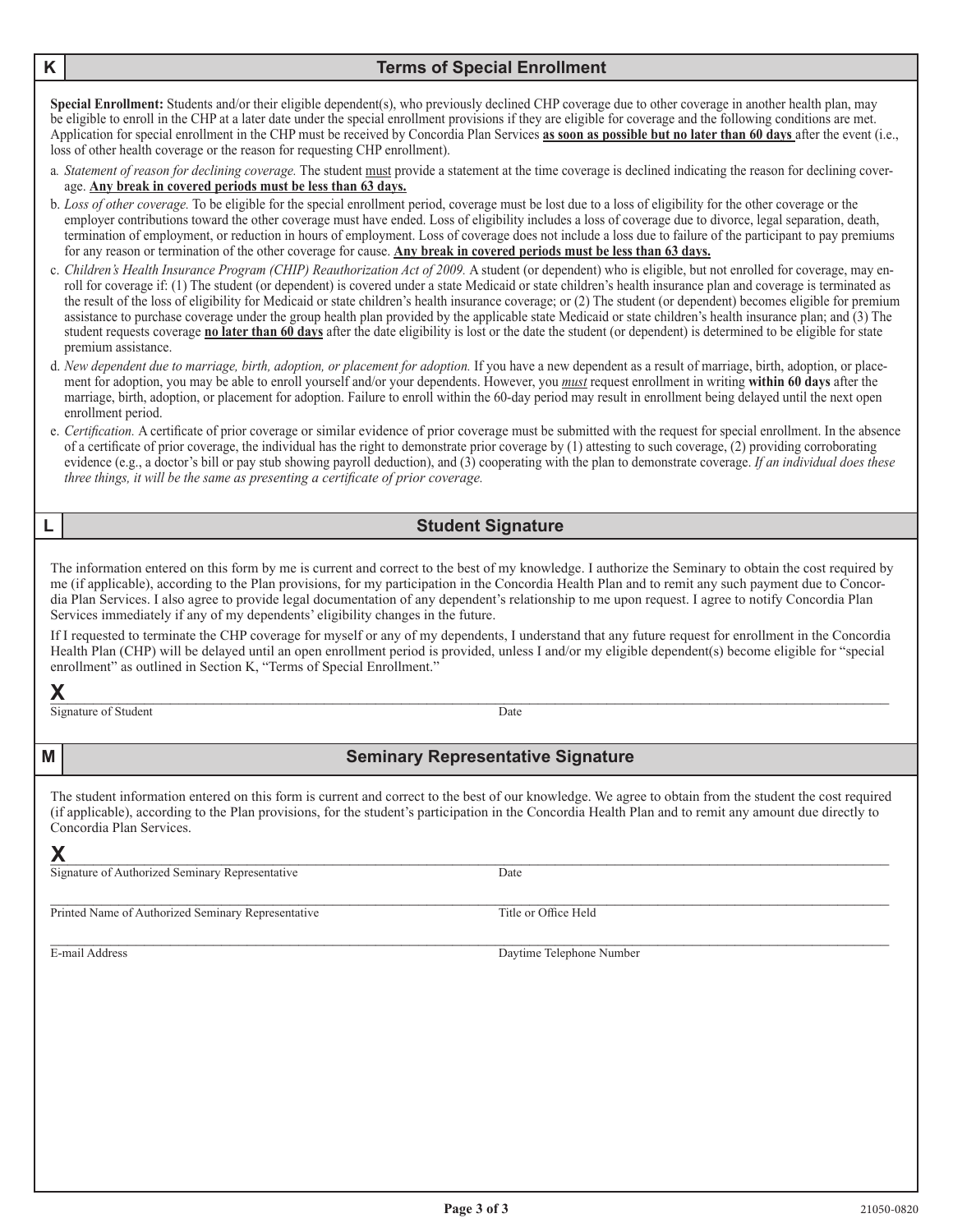## K Terms of Special Enrollment

**Special Enrollment:** Students and/or their eligible dependent(s), who previously declined CHP coverage due to other coverage in another health plan, may be eligible to enroll in the CHP at a later date under the special enrollment provisions if they are eligible for coverage and the following conditions are met. Application for special enrollment in the CHP must be received by Concordia Plan Services **as soon as possible but no later than 60 days** after the event (i.e., loss of other health coverage or the reason for requesting CHP enrollment).

a. *Statement of reason for declining coverage.* The student must provide a statement at the time coverage is declined indicating the reason for declining coverage. **Any break in covered periods must be less than 63 days.**

b. *Loss of other coverage.* To be eligible for the special enrollment period, coverage must be lost due to a loss of eligibility for the other coverage or the employer contributions toward the other coverage must have ended. Loss of eligibility includes a loss of coverage due to divorce, legal separation, death, termination of employment, or reduction in hours of employment. Loss of coverage does not include a loss due to failure of the participant to pay premiums for any reason or termination of the other coverage for cause. **Any break in covered periods must be less than 63 days.**

c. *Children's Health Insurance Program (CHIP) Reauthorization Act of 2009.* A student (or dependent) who is eligible, but not enrolled for coverage, may enroll for coverage if: (1) The student (or dependent) is covered under a state Medicaid or state children's health insurance plan and coverage is terminated as the result of the loss of eligibility for Medicaid or state children's health insurance coverage; or (2) The student (or dependent) becomes eligible for premium assistance to purchase coverage under the group health plan provided by the applicable state Medicaid or state children's health insurance plan; and (3) The student requests coverage **no later than 60 days** after the date eligibility is lost or the date the student (or dependent) is determined to be eligible for state premium assistance.

d. *New dependent due to marriage, birth, adoption, or placement for adoption.* If you have a new dependent as a result of marriage, birth, adoption, or placement for adoption, you may be able to enroll yourself and/or your dependents. However, you ***must*** request enrollment in writing **within 60 days** after the marriage, birth, adoption, or placement for adoption. Failure to enroll within the 60-day period may result in enrollment being delayed until the next open enrollment period.

e. *Certification.* A certificate of prior coverage or similar evidence of prior coverage must be submitted with the request for special enrollment. In the absence of a certificate of prior coverage, the individual has the right to demonstrate prior coverage by (1) attesting to such coverage, (2) providing corroborating evidence (e.g., a doctor's bill or pay stub showing payroll deduction), and (3) cooperating with the plan to demonstrate coverage. *If an individual does these three things, it will be the same as presenting a certificate of prior coverage.*

## L Student Signature

The information entered on this form by me is current and correct to the best of my knowledge. I authorize the Seminary to obtain the cost required by me (if applicable), according to the Plan provisions, for my participation in the Concordia Health Plan and to remit any such payment due to Concordia Plan Services. I also agree to provide legal documentation of any dependent's relationship to me upon request. I agree to notify Concordia Plan Services immediately if any of my dependents' eligibility changes in the future.

If I requested to terminate the CHP coverage for myself or any of my dependents, I understand that any future request for enrollment in the Concordia Health Plan (CHP) will be delayed until an open enrollment period is provided, unless I and/or my eligible dependent(s) become eligible for "special enrollment" as outlined in Section K, "Terms of Special Enrollment."

**X** ______________________________

Signature of Student | Date

## M Seminary Representative Signature

The student information entered on this form is current and correct to the best of our knowledge. We agree to obtain from the student the cost required (if applicable), according to the Plan provisions, for the student's participation in the Concordia Health Plan and to remit any amount due directly to Concordia Plan Services.

**X** ______________________________

Signature of Authorized Seminary Representative | Date

______________________________

Printed Name of Authorized Seminary Representative | Title or Office Held

______________________________

E-mail Address | Daytime Telephone Number

21050-0820